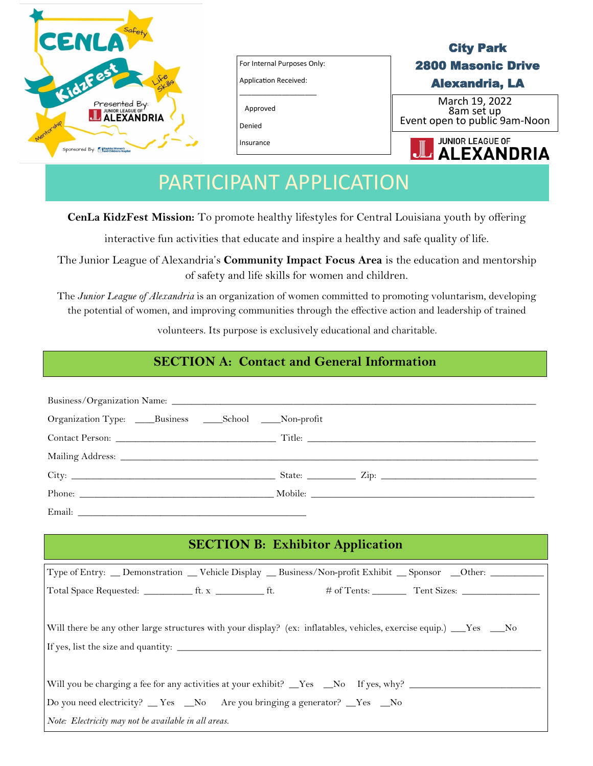For Internal Purposes Only:

Application Received:

___________________

Approved

Denied

Insurance

**City Park**
**2800 Masonic Drive**
**Alexandria, LA**

March 19, 2022
8am set up
Event open to public 9am-Noon

JUNIOR LEAGUE OF ALEXANDRIA

# PARTICIPANT APPLICATION

**CenLa KidzFest Mission:** To promote healthy lifestyles for Central Louisiana youth by offering interactive fun activities that educate and inspire a healthy and safe quality of life.

The Junior League of Alexandria's **Community Impact Focus Area** is the education and mentorship of safety and life skills for women and children.

The *Junior League of Alexandria* is an organization of women committed to promoting voluntarism, developing the potential of women, and improving communities through the effective action and leadership of trained volunteers. Its purpose is exclusively educational and charitable.

## SECTION A: Contact and General Information

Business/Organization Name: ____________________________________________________________

Organization Type: ____Business ____School ____Non-profit

Contact Person: ______________________________ Title: ____________________________________________

Mailing Address: ______________________________________________________________________________

City: ______________________________________ State: _________ Zip: ______________________________

Phone: ____________________________________ Mobile: ___________________________________________

Email: ___________________________________________

## SECTION B: Exhibitor Application

Type of Entry: __ Demonstration __ Vehicle Display __ Business/Non-profit Exhibit __ Sponsor __Other: __________

Total Space Requested: _________ ft. x _________ ft. # of Tents: _______ Tent Sizes: _______________

Will there be any other large structures with your display? (ex: inflatables, vehicles, exercise equip.) ___Yes ___No

If yes, list the size and quantity: ____________________________________________________________________

Will you be charging a fee for any activities at your exhibit? __Yes __No If yes, why? _________________________

Do you need electricity? __ Yes __No Are you bringing a generator? __Yes __No

*Note: Electricity may not be available in all areas.*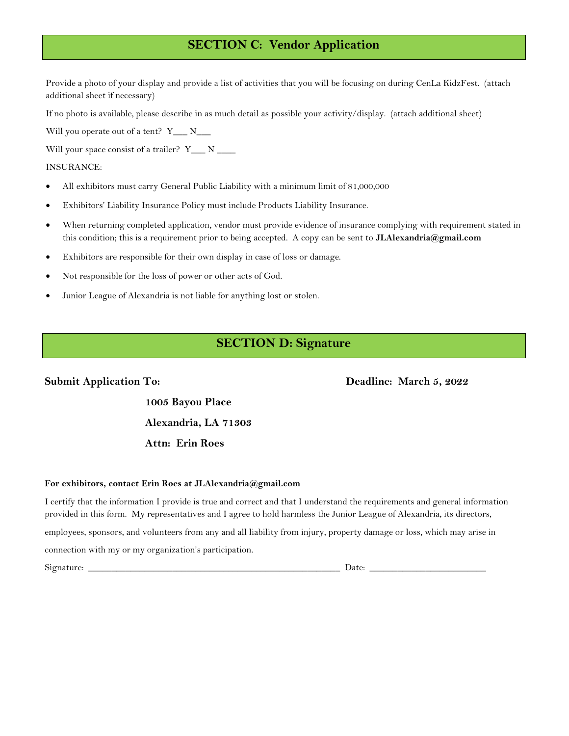## SECTION C: Vendor Application

Provide a photo of your display and provide a list of activities that you will be focusing on during CenLa KidzFest. (attach additional sheet if necessary)

If no photo is available, please describe in as much detail as possible your activity/display. (attach additional sheet)

Will you operate out of a tent? Y___ N___

Will your space consist of a trailer? Y___ N ____

INSURANCE:

- All exhibitors must carry General Public Liability with a minimum limit of $1,000,000
- Exhibitors' Liability Insurance Policy must include Products Liability Insurance.
- When returning completed application, vendor must provide evidence of insurance complying with requirement stated in this condition; this is a requirement prior to being accepted. A copy can be sent to **JLAlexandria@gmail.com**
- Exhibitors are responsible for their own display in case of loss or damage.
- Not responsible for the loss of power or other acts of God.
- Junior League of Alexandria is not liable for anything lost or stolen.

## SECTION D: Signature

**Submit Application To:**

**Deadline: March 5, 2022**

**1005 Bayou Place**

**Alexandria, LA 71303**

**Attn: Erin Roes**

**For exhibitors, contact Erin Roes at JLAlexandria@gmail.com**

I certify that the information I provide is true and correct and that I understand the requirements and general information provided in this form. My representatives and I agree to hold harmless the Junior League of Alexandria, its directors, employees, sponsors, and volunteers from any and all liability from injury, property damage or loss, which may arise in connection with my or my organization's participation.

Signature: ________________________________________________ Date: ________________________